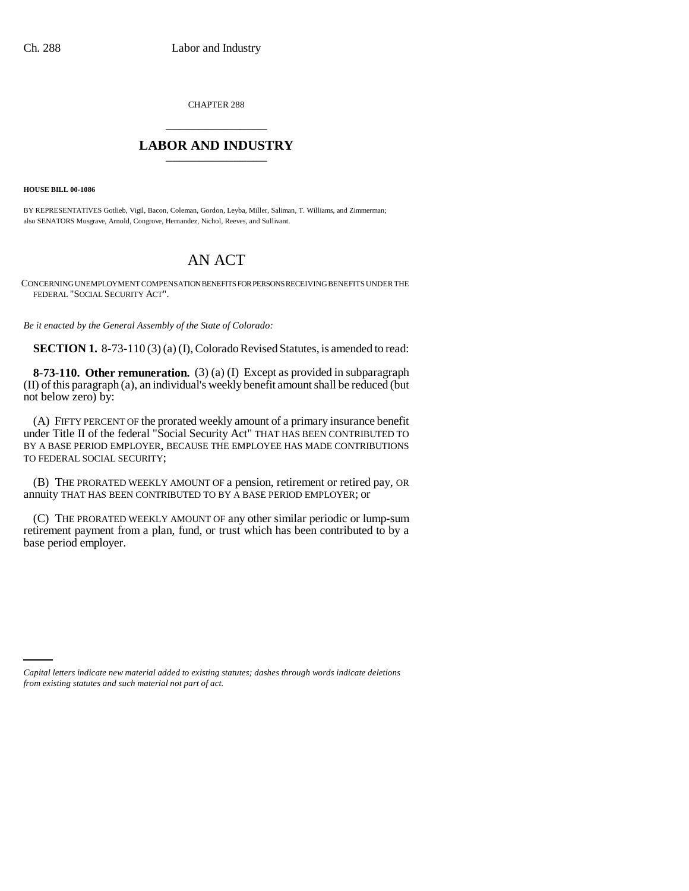CHAPTER 288

# LABOR AND INDUSTRY

**HOUSE BILL 00-1086**

BY REPRESENTATIVES Gotlieb, Vigil, Bacon, Coleman, Gordon, Leyba, Miller, Saliman, T. Williams, and Zimmerman; also SENATORS Musgrave, Arnold, Congrove, Hernandez, Nichol, Reeves, and Sullivant.

# AN ACT

CONCERNING UNEMPLOYMENT COMPENSATION BENEFITS FOR PERSONS RECEIVING BENEFITS UNDER THE FEDERAL "SOCIAL SECURITY ACT".

*Be it enacted by the General Assembly of the State of Colorado:*

**SECTION 1.** 8-73-110 (3) (a) (I), Colorado Revised Statutes, is amended to read:

**8-73-110. Other remuneration.** (3) (a) (I) Except as provided in subparagraph (II) of this paragraph (a), an individual's weekly benefit amount shall be reduced (but not below zero) by:

(A) FIFTY PERCENT OF the prorated weekly amount of a primary insurance benefit under Title II of the federal "Social Security Act" THAT HAS BEEN CONTRIBUTED TO BY A BASE PERIOD EMPLOYER, BECAUSE THE EMPLOYEE HAS MADE CONTRIBUTIONS TO FEDERAL SOCIAL SECURITY;

(B) THE PRORATED WEEKLY AMOUNT OF a pension, retirement or retired pay, OR annuity THAT HAS BEEN CONTRIBUTED TO BY A BASE PERIOD EMPLOYER; or

(C) THE PRORATED WEEKLY AMOUNT OF any other similar periodic or lump-sum retirement payment from a plan, fund, or trust which has been contributed to by a base period employer.

*Capital letters indicate new material added to existing statutes; dashes through words indicate deletions from existing statutes and such material not part of act.*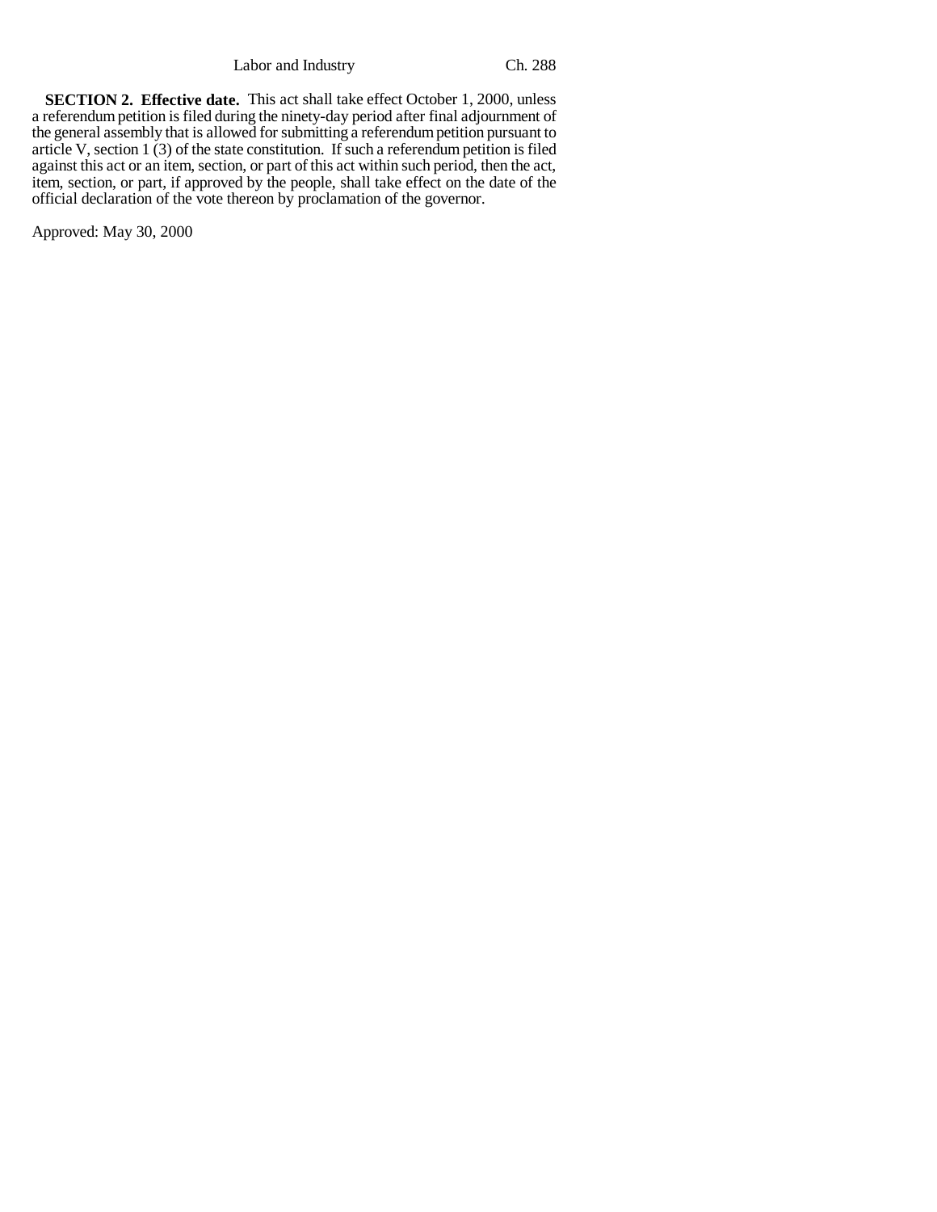**SECTION 2. Effective date.** This act shall take effect October 1, 2000, unless a referendum petition is filed during the ninety-day period after final adjournment of the general assembly that is allowed for submitting a referendum petition pursuant to article V, section 1 (3) of the state constitution. If such a referendum petition is filed against this act or an item, section, or part of this act within such period, then the act, item, section, or part, if approved by the people, shall take effect on the date of the official declaration of the vote thereon by proclamation of the governor.

Approved: May 30, 2000